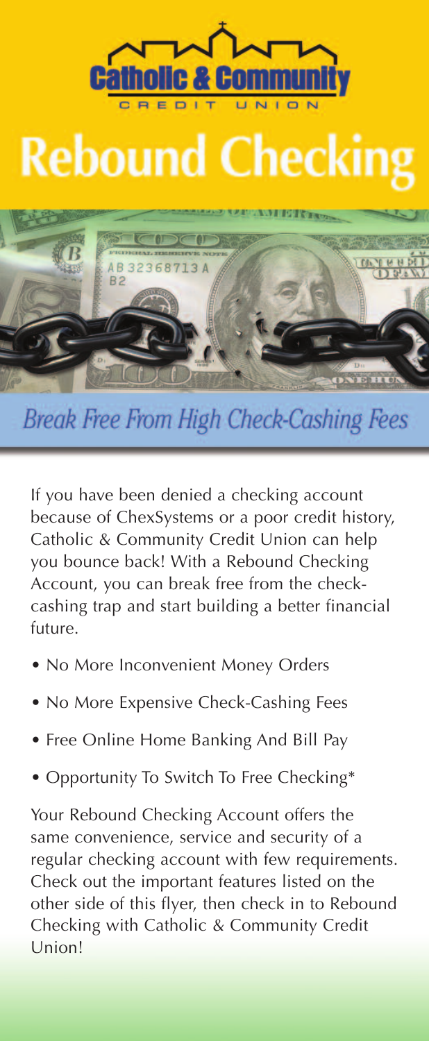Catholic & Community

CREDIT UNION

# Rebound Checking

## *Break Free From High Check-Cashing Fees*

If you have been denied a checking account because of ChexSystems or a poor credit history, Catholic & Community Credit Union can help you bounce back! With a Rebound Checking Account, you can break free from the check-cashing trap and start building a better financial future.

- No More Inconvenient Money Orders
- No More Expensive Check-Cashing Fees
- Free Online Home Banking And Bill Pay
- Opportunity To Switch To Free Checking*

Your Rebound Checking Account offers the same convenience, service and security of a regular checking account with few requirements. Check out the important features listed on the other side of this flyer, then check in to Rebound Checking with Catholic & Community Credit Union!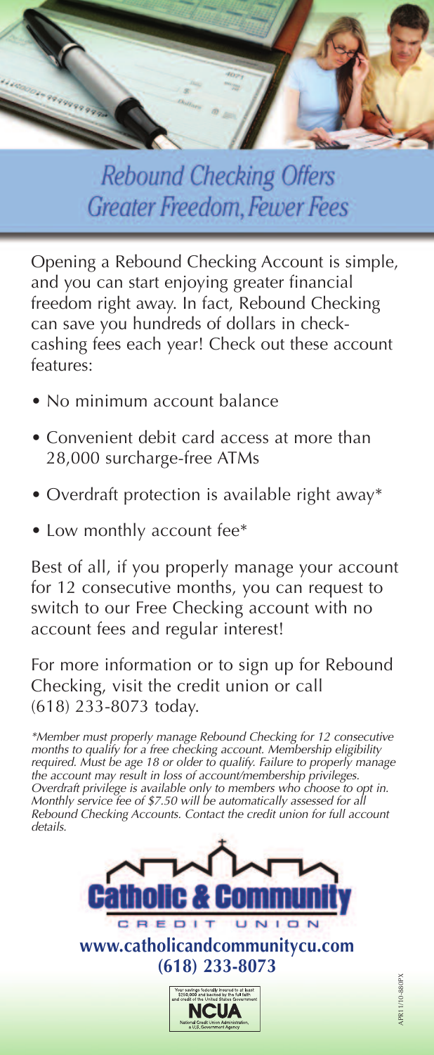# Rebound Checking Offers Greater Freedom, Fewer Fees

Opening a Rebound Checking Account is simple, and you can start enjoying greater financial freedom right away. In fact, Rebound Checking can save you hundreds of dollars in check-cashing fees each year! Check out these account features:

- No minimum account balance
- Convenient debit card access at more than 28,000 surcharge-free ATMs
- Overdraft protection is available right away*
- Low monthly account fee*

Best of all, if you properly manage your account for 12 consecutive months, you can request to switch to our Free Checking account with no account fees and regular interest!

For more information or to sign up for Rebound Checking, visit the credit union or call (618) 233-8073 today.

*\*Member must properly manage Rebound Checking for 12 consecutive months to qualify for a free checking account. Membership eligibility required. Must be age 18 or older to qualify. Failure to properly manage the account may result in loss of account/membership privileges. Overdraft privilege is available only to members who choose to opt in. Monthly service fee of $7.50 will be automatically assessed for all Rebound Checking Accounts. Contact the credit union for full account details.*

**Catholic & Community**
CREDIT UNION

**www.catholicandcommunitycu.com**
**(618) 233-8073**

Your savings federally insured to at least $250,000 and backed by the full faith and credit of the United States Government
NCUA
National Credit Union Administration, a U.S. Government Agency

APR11/10-880PX